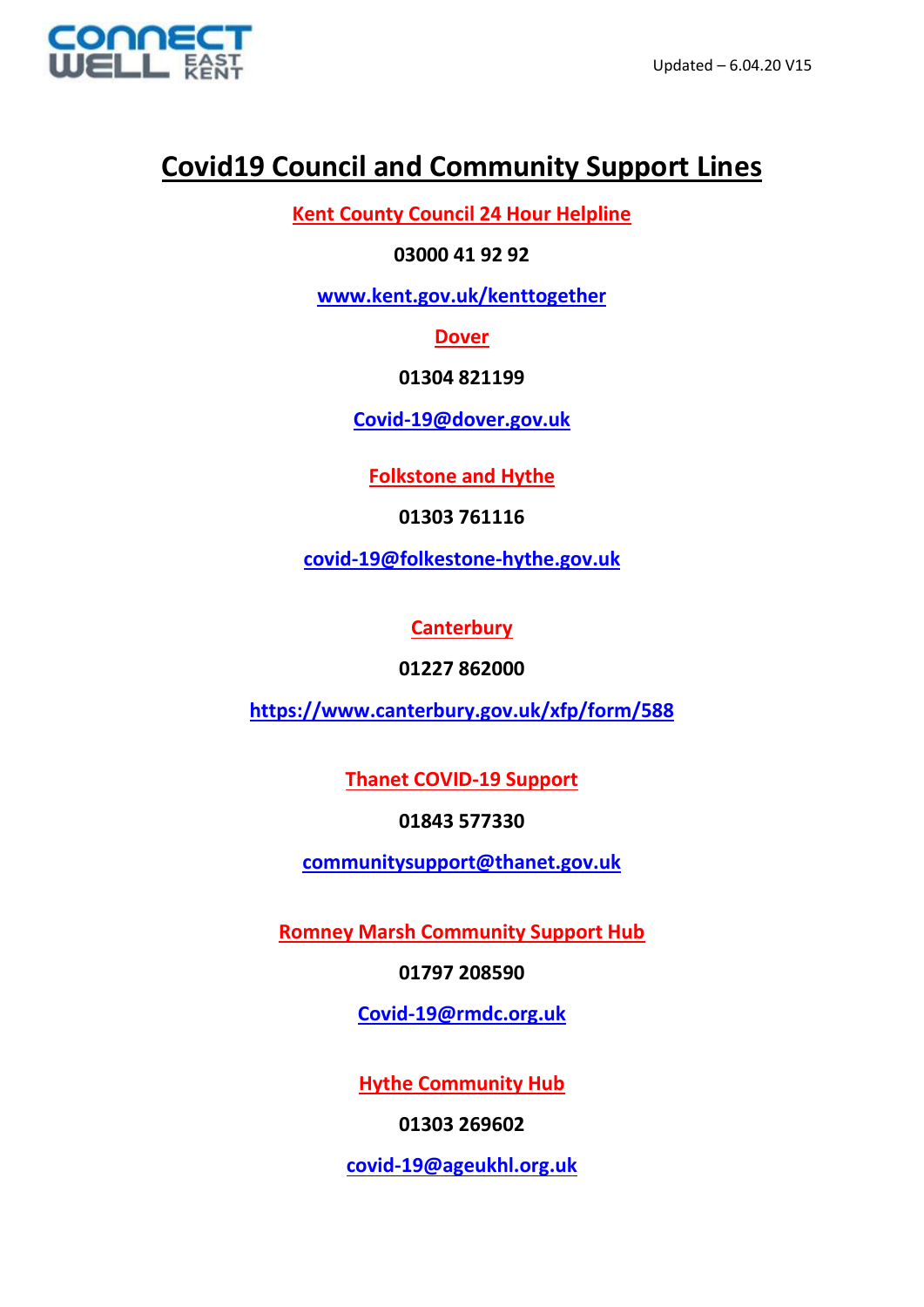CONNECT WELL EAST KENT

Updated – 6.04.20 V15

# Covid19 Council and Community Support Lines

**Kent County Council 24 Hour Helpline**

**03000 41 92 92**

**www.kent.gov.uk/kenttogether**

**Dover**

**01304 821199**

**Covid-19@dover.gov.uk**

**Folkstone and Hythe**

**01303 761116**

**covid-19@folkestone-hythe.gov.uk**

**Canterbury**

**01227 862000**

**https://www.canterbury.gov.uk/xfp/form/588**

**Thanet COVID-19 Support**

**01843 577330**

**communitysupport@thanet.gov.uk**

**Romney Marsh Community Support Hub**

**01797 208590**

**Covid-19@rmdc.org.uk**

**Hythe Community Hub**

**01303 269602**

**covid-19@ageukhl.org.uk**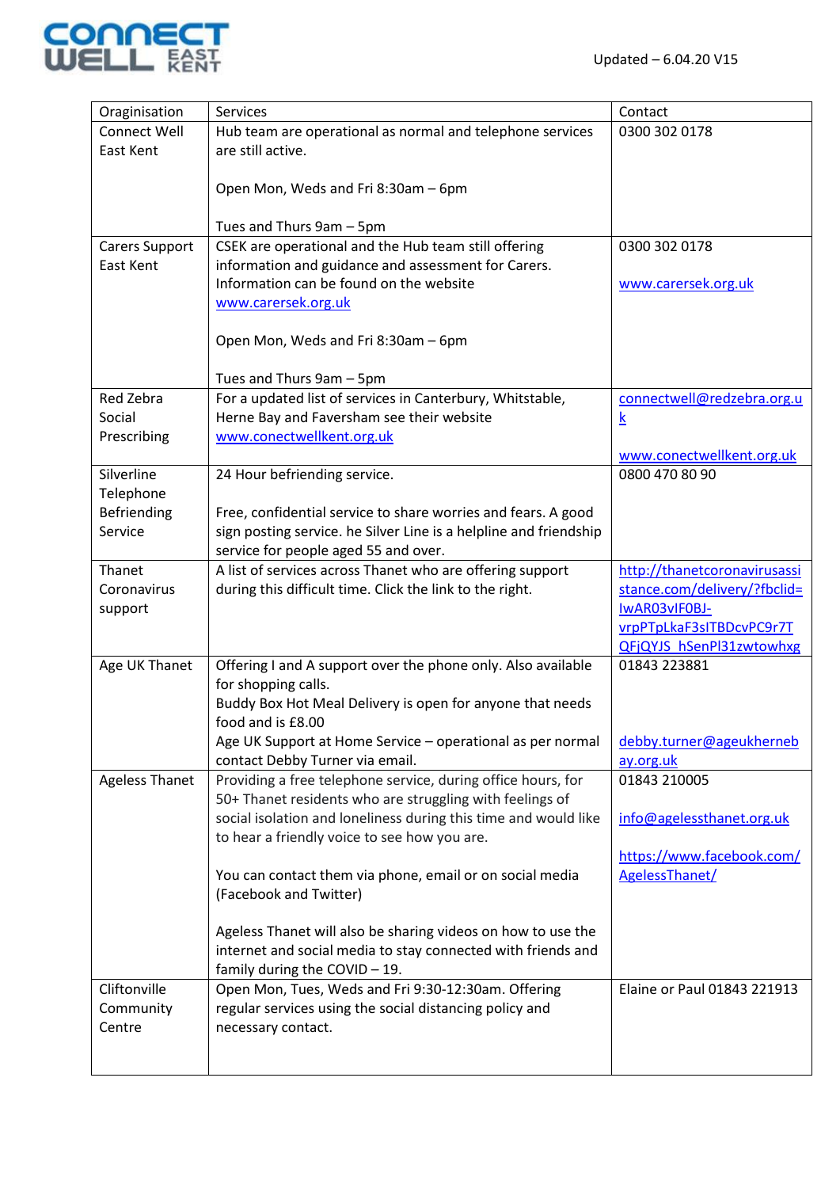Updated – 6.04.20 V15

| Oragnisation | Services | Contact |
| --- | --- | --- |
| Connect Well East Kent | Hub team are operational as normal and telephone services are still active.<br><br>Open Mon, Weds and Fri 8:30am – 6pm<br><br>Tues and Thurs 9am – 5pm | 0300 302 0178 |
| Carers Support East Kent | CSEK are operational and the Hub team still offering information and guidance and assessment for Carers. Information can be found on the website www.carersek.org.uk<br><br>Open Mon, Weds and Fri 8:30am – 6pm<br><br>Tues and Thurs 9am – 5pm | 0300 302 0178<br><br>www.carersek.org.uk |
| Red Zebra Social Prescribing | For a updated list of services in Canterbury, Whitstable, Herne Bay and Faversham see their website www.conectwellkent.org.uk | connectwell@redzebra.org.uk<br><br>www.conectwellkent.org.uk |
| Silverline Telephone Befriending Service | 24 Hour befriending service.<br><br>Free, confidential service to share worries and fears. A good sign posting service. he Silver Line is a helpline and friendship service for people aged 55 and over. | 0800 470 80 90 |
| Thanet Coronavirus support | A list of services across Thanet who are offering support during this difficult time. Click the link to the right. | http://thanetcoronavirusassistance.com/delivery/?fbclid=IwAR03vIF0BJ-vrpPTpLkaF3sITBDcvPC9r7TQFjQYJS_hSenPl31zwtowhxg |
| Age UK Thanet | Offering I and A support over the phone only. Also available for shopping calls.<br>Buddy Box Hot Meal Delivery is open for anyone that needs food and is £8.00<br>Age UK Support at Home Service – operational as per normal contact Debby Turner via email. | 01843 223881<br><br>debby.turner@ageukhernebay.org.uk |
| Ageless Thanet | Providing a free telephone service, during office hours, for 50+ Thanet residents who are struggling with feelings of social isolation and loneliness during this time and would like to hear a friendly voice to see how you are.<br><br>You can contact them via phone, email or on social media (Facebook and Twitter)<br><br>Ageless Thanet will also be sharing videos on how to use the internet and social media to stay connected with friends and family during the COVID – 19. | 01843 210005<br><br>info@agelessthanet.org.uk<br><br>https://www.facebook.com/AgelessThanet/ |
| Cliftonville Community Centre | Open Mon, Tues, Weds and Fri 9:30-12:30am. Offering regular services using the social distancing policy and necessary contact. | Elaine or Paul 01843 221913 |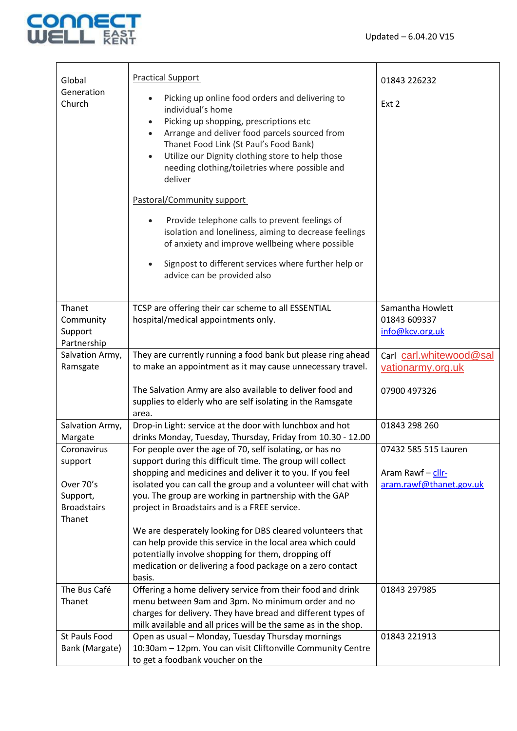| | | |
|---|---|---|
| Global Generation Church | Practical Support<br><ul><li>Picking up online food orders and delivering to individual's home</li><li>Picking up shopping, prescriptions etc</li><li>Arrange and deliver food parcels sourced from Thanet Food Link (St Paul's Food Bank)</li><li>Utilize our Dignity clothing store to help those needing clothing/toiletries where possible and deliver</li></ul>Pastoral/Community support<br><ul><li>Provide telephone calls to prevent feelings of isolation and loneliness, aiming to decrease feelings of anxiety and improve wellbeing where possible</li><li>Signpost to different services where further help or advice can be provided also</li></ul> | 01843 226232<br><br>Ext 2 |
| Thanet Community Support Partnership | TCSP are offering their car scheme to all ESSENTIAL hospital/medical appointments only. | Samantha Howlett 01843 609337 info@kcv.org.uk |
| Salvation Army, Ramsgate | They are currently running a food bank but please ring ahead to make an appointment as it may cause unnecessary travel.<br><br>The Salvation Army are also available to deliver food and supplies to elderly who are self isolating in the Ramsgate area. | Carl carl.whitewood@salvationarmy.org.uk<br><br>07900 497326 |
| Salvation Army, Margate | Drop-in Light: service at the door with lunchbox and hot drinks Monday, Tuesday, Thursday, Friday from 10.30 - 12.00 | 01843 298 260 |
| Coronavirus support<br><br>Over 70's Support, Broadstairs Thanet | For people over the age of 70, self isolating, or has no support during this difficult time. The group will collect shopping and medicines and deliver it to you. If you feel isolated you can call the group and a volunteer will chat with you. The group are working in partnership with the GAP project in Broadstairs and is a FREE service.<br><br>We are desperately looking for DBS cleared volunteers that can help provide this service in the local area which could potentially involve shopping for them, dropping off medication or delivering a food package on a zero contact basis. | 07432 585 515 Lauren<br><br>Aram Rawf – cllr-aram.rawf@thanet.gov.uk |
| The Bus Café Thanet | Offering a home delivery service from their food and drink menu between 9am and 3pm. No minimum order and no charges for delivery. They have bread and different types of milk available and all prices will be the same as in the shop. | 01843 297985 |
| St Pauls Food Bank (Margate) | Open as usual – Monday, Tuesday Thursday mornings 10:30am – 12pm. You can visit Cliftonville Community Centre to get a foodbank voucher on the | 01843 221913 |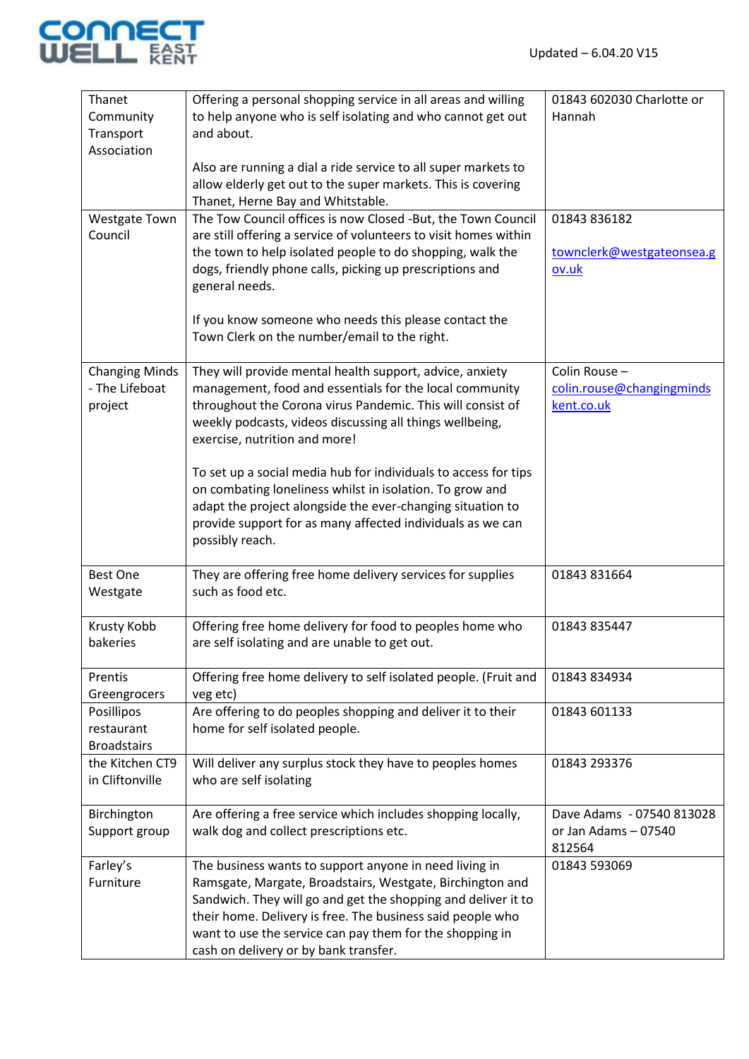| | | |
|---|---|---|
| Thanet Community Transport Association | Offering a personal shopping service in all areas and willing to help anyone who is self isolating and who cannot get out and about.<br><br>Also are running a dial a ride service to all super markets to allow elderly get out to the super markets. This is covering Thanet, Herne Bay and Whitstable. | 01843 602030 Charlotte or Hannah |
| Westgate Town Council | The Tow Council offices is now Closed -But, the Town Council are still offering a service of volunteers to visit homes within the town to help isolated people to do shopping, walk the dogs, friendly phone calls, picking up prescriptions and general needs.<br><br>If you know someone who needs this please contact the Town Clerk on the number/email to the right. | 01843 836182<br><br>townclerk@westgateonsea.gov.uk |
| Changing Minds - The Lifeboat project | They will provide mental health support, advice, anxiety management, food and essentials for the local community throughout the Corona virus Pandemic. This will consist of weekly podcasts, videos discussing all things wellbeing, exercise, nutrition and more!<br><br>To set up a social media hub for individuals to access for tips on combating loneliness whilst in isolation. To grow and adapt the project alongside the ever-changing situation to provide support for as many affected individuals as we can possibly reach. | Colin Rouse – colin.rouse@changingmindskent.co.uk |
| Best One Westgate | They are offering free home delivery services for supplies such as food etc. | 01843 831664 |
| Krusty Kobb bakeries | Offering free home delivery for food to peoples home who are self isolating and are unable to get out. | 01843 835447 |
| Prentis Greengrocers | Offering free home delivery to self isolated people. (Fruit and veg etc) | 01843 834934 |
| Posillipos restaurant Broadstairs | Are offering to do peoples shopping and deliver it to their home for self isolated people. | 01843 601133 |
| the Kitchen CT9 in Cliftonville | Will deliver any surplus stock they have to peoples homes who are self isolating | 01843 293376 |
| Birchington Support group | Are offering a free service which includes shopping locally, walk dog and collect prescriptions etc. | Dave Adams - 07540 813028 or Jan Adams – 07540 812564 |
| Farley's Furniture | The business wants to support anyone in need living in Ramsgate, Margate, Broadstairs, Westgate, Birchington and Sandwich. They will go and get the shopping and deliver it to their home. Delivery is free. The business said people who want to use the service can pay them for the shopping in cash on delivery or by bank transfer. | 01843 593069 |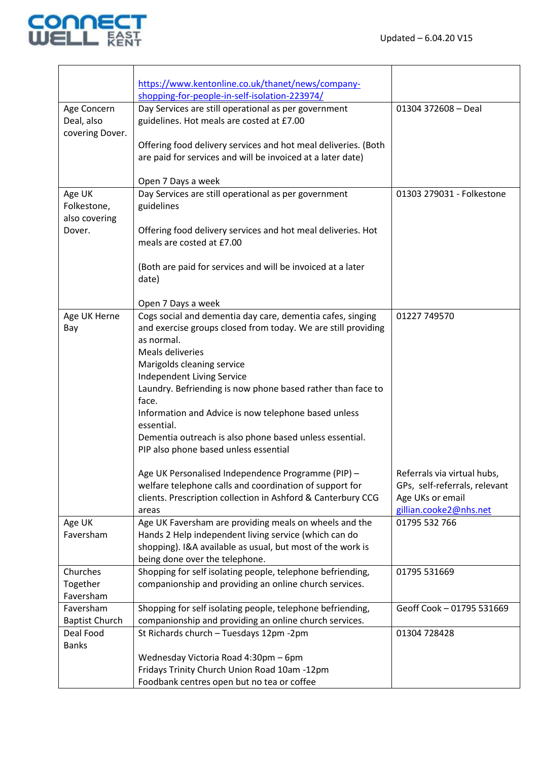| | | |
|---|---|---|
| | https://www.kentonline.co.uk/thanet/news/company-shopping-for-people-in-self-isolation-223974/ | |
| Age Concern Deal, also covering Dover. | Day Services are still operational as per government guidelines. Hot meals are costed at £7.00<br><br>Offering food delivery services and hot meal deliveries. (Both are paid for services and will be invoiced at a later date)<br><br>Open 7 Days a week | 01304 372608 – Deal |
| Age UK Folkestone, also covering Dover. | Day Services are still operational as per government guidelines<br><br>Offering food delivery services and hot meal deliveries. Hot meals are costed at £7.00<br><br>(Both are paid for services and will be invoiced at a later date)<br><br>Open 7 Days a week | 01303 279031 - Folkestone |
| Age UK Herne Bay | Cogs social and dementia day care, dementia cafes, singing and exercise groups closed from today. We are still providing as normal.<br>Meals deliveries<br>Marigolds cleaning service<br>Independent Living Service<br>Laundry. Befriending is now phone based rather than face to face.<br>Information and Advice is now telephone based unless essential.<br>Dementia outreach is also phone based unless essential.<br>PIP also phone based unless essential<br><br>Age UK Personalised Independence Programme (PIP) – welfare telephone calls and coordination of support for clients. Prescription collection in Ashford & Canterbury CCG areas | 01227 749570<br><br>Referrals via virtual hubs, GPs, self-referrals, relevant Age UKs or email gillian.cooke2@nhs.net |
| Age UK Faversham | Age UK Faversham are providing meals on wheels and the Hands 2 Help independent living service (which can do shopping). I&A available as usual, but most of the work is being done over the telephone. | 01795 532 766 |
| Churches Together Faversham | Shopping for self isolating people, telephone befriending, companionship and providing an online church services. | 01795 531669 |
| Faversham Baptist Church | Shopping for self isolating people, telephone befriending, companionship and providing an online church services. | Geoff Cook – 01795 531669 |
| Deal Food Banks | St Richards church – Tuesdays 12pm -2pm<br><br>Wednesday Victoria Road 4:30pm – 6pm<br>Fridays Trinity Church Union Road 10am -12pm<br>Foodbank centres open but no tea or coffee | 01304 728428 |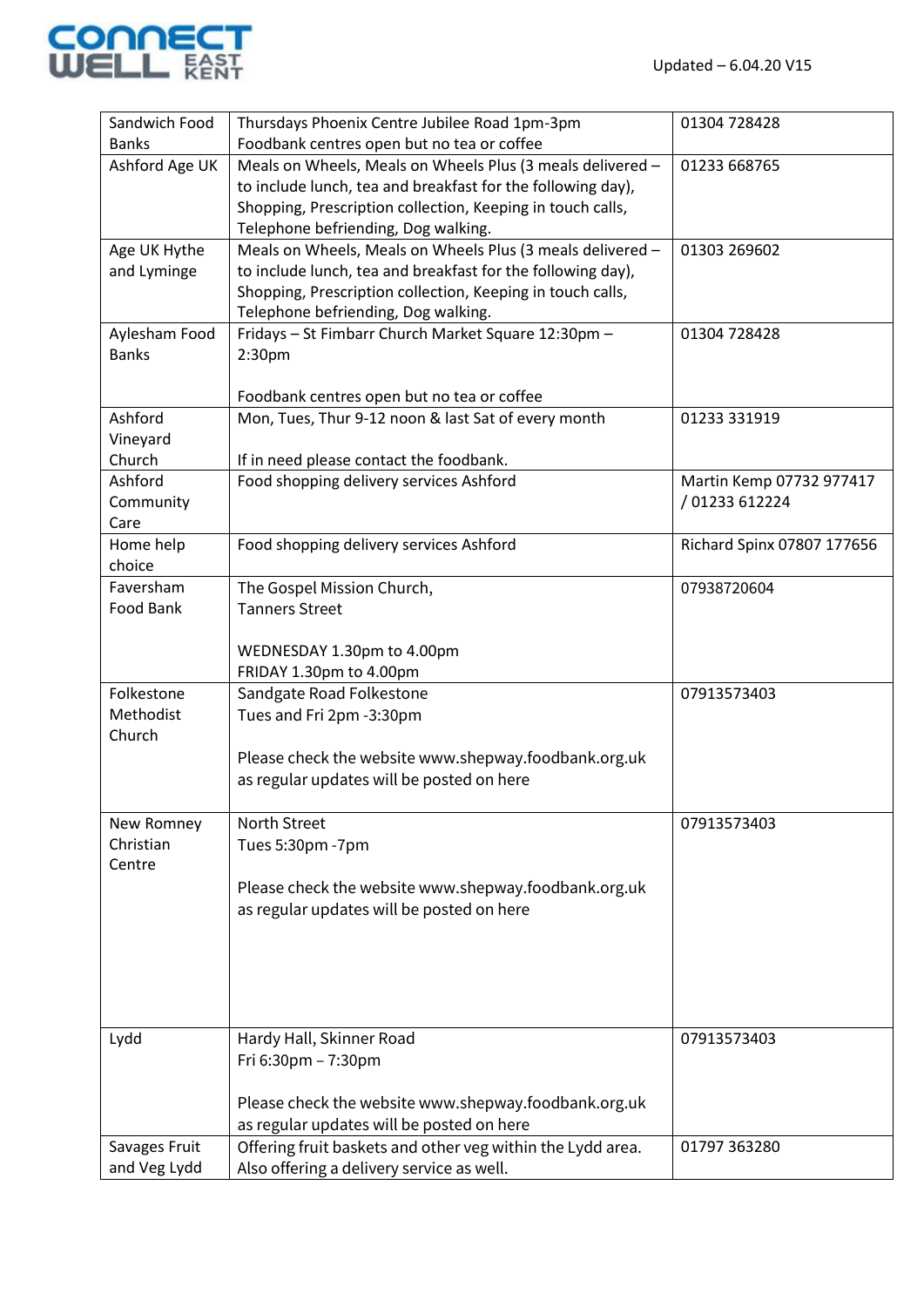| Sandwich Food Banks | Thursdays Phoenix Centre Jubilee Road 1pm-3pm<br>Foodbank centres open but no tea or coffee | 01304 728428 |
|---|---|---|
| Ashford Age UK | Meals on Wheels, Meals on Wheels Plus (3 meals delivered – to include lunch, tea and breakfast for the following day), Shopping, Prescription collection, Keeping in touch calls, Telephone befriending, Dog walking. | 01233 668765 |
| Age UK Hythe and Lyminge | Meals on Wheels, Meals on Wheels Plus (3 meals delivered – to include lunch, tea and breakfast for the following day), Shopping, Prescription collection, Keeping in touch calls, Telephone befriending, Dog walking. | 01303 269602 |
| Aylesham Food Banks | Fridays – St Fimbarr Church Market Square 12:30pm – 2:30pm<br><br>Foodbank centres open but no tea or coffee | 01304 728428 |
| Ashford Vineyard Church | Mon, Tues, Thur 9-12 noon & last Sat of every month<br><br>If in need please contact the foodbank. | 01233 331919 |
| Ashford Community Care | Food shopping delivery services Ashford | Martin Kemp 07732 977417 / 01233 612224 |
| Home help choice | Food shopping delivery services Ashford | Richard Spinx 07807 177656 |
| Faversham Food Bank | The Gospel Mission Church,<br>Tanners Street<br><br>WEDNESDAY 1.30pm to 4.00pm<br>FRIDAY 1.30pm to 4.00pm | 07938720604 |
| Folkestone Methodist Church | Sandgate Road Folkestone<br>Tues and Fri 2pm -3:30pm<br><br>Please check the website www.shepway.foodbank.org.uk as regular updates will be posted on here | 07913573403 |
| New Romney Christian Centre | North Street<br>Tues 5:30pm -7pm<br><br>Please check the website www.shepway.foodbank.org.uk as regular updates will be posted on here | 07913573403 |
| Lydd | Hardy Hall, Skinner Road<br>Fri 6:30pm – 7:30pm<br><br>Please check the website www.shepway.foodbank.org.uk as regular updates will be posted on here | 07913573403 |
| Savages Fruit and Veg Lydd | Offering fruit baskets and other veg within the Lydd area. Also offering a delivery service as well. | 01797 363280 |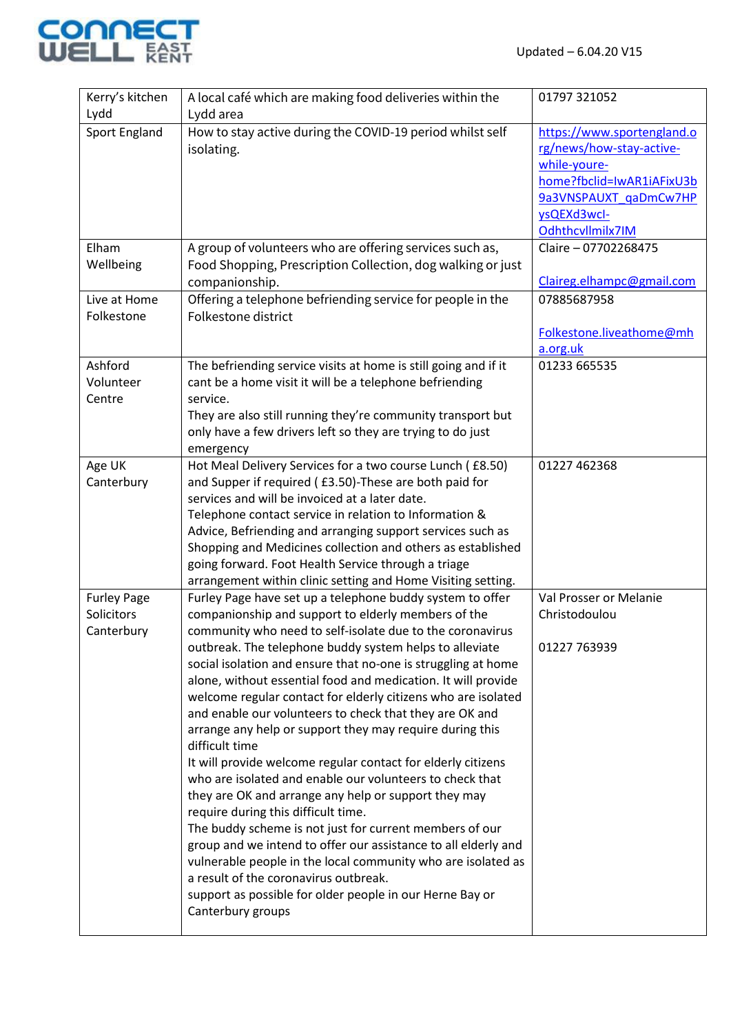| | | |
|---|---|---|
| Kerry's kitchen Lydd | A local café which are making food deliveries within the Lydd area | 01797 321052 |
| Sport England | How to stay active during the COVID-19 period whilst self isolating. | https://www.sportengland.org/news/how-stay-active-while-youre-home?fbclid=IwAR1iAFixU3b9a3VNSPAUXT_qaDmCw7HPysQEXd3wcl-Odhthcvllmilx7IM |
| Elham Wellbeing | A group of volunteers who are offering services such as, Food Shopping, Prescription Collection, dog walking or just companionship. | Claire – 07702268475<br><br>Claireg.elhampc@gmail.com |
| Live at Home Folkestone | Offering a telephone befriending service for people in the Folkestone district | 07885687958<br><br>Folkestone.liveathome@mha.org.uk |
| Ashford Volunteer Centre | The befriending service visits at home is still going and if it cant be a home visit it will be a telephone befriending service.<br>They are also still running they're community transport but only have a few drivers left so they are trying to do just emergency | 01233 665535 |
| Age UK Canterbury | Hot Meal Delivery Services for a two course Lunch ( £8.50) and Supper if required ( £3.50)-These are both paid for services and will be invoiced at a later date.<br>Telephone contact service in relation to Information & Advice, Befriending and arranging support services such as Shopping and Medicines collection and others as established going forward. Foot Health Service through a triage arrangement within clinic setting and Home Visiting setting. | 01227 462368 |
| Furley Page Solicitors Canterbury | Furley Page have set up a telephone buddy system to offer companionship and support to elderly members of the community who need to self-isolate due to the coronavirus outbreak. The telephone buddy system helps to alleviate social isolation and ensure that no-one is struggling at home alone, without essential food and medication. It will provide welcome regular contact for elderly citizens who are isolated and enable our volunteers to check that they are OK and arrange any help or support they may require during this difficult time<br>It will provide welcome regular contact for elderly citizens who are isolated and enable our volunteers to check that they are OK and arrange any help or support they may require during this difficult time.<br>The buddy scheme is not just for current members of our group and we intend to offer our assistance to all elderly and vulnerable people in the local community who are isolated as a result of the coronavirus outbreak.<br>support as possible for older people in our Herne Bay or Canterbury groups | Val Prosser or Melanie Christodoulou<br><br>01227 763939 |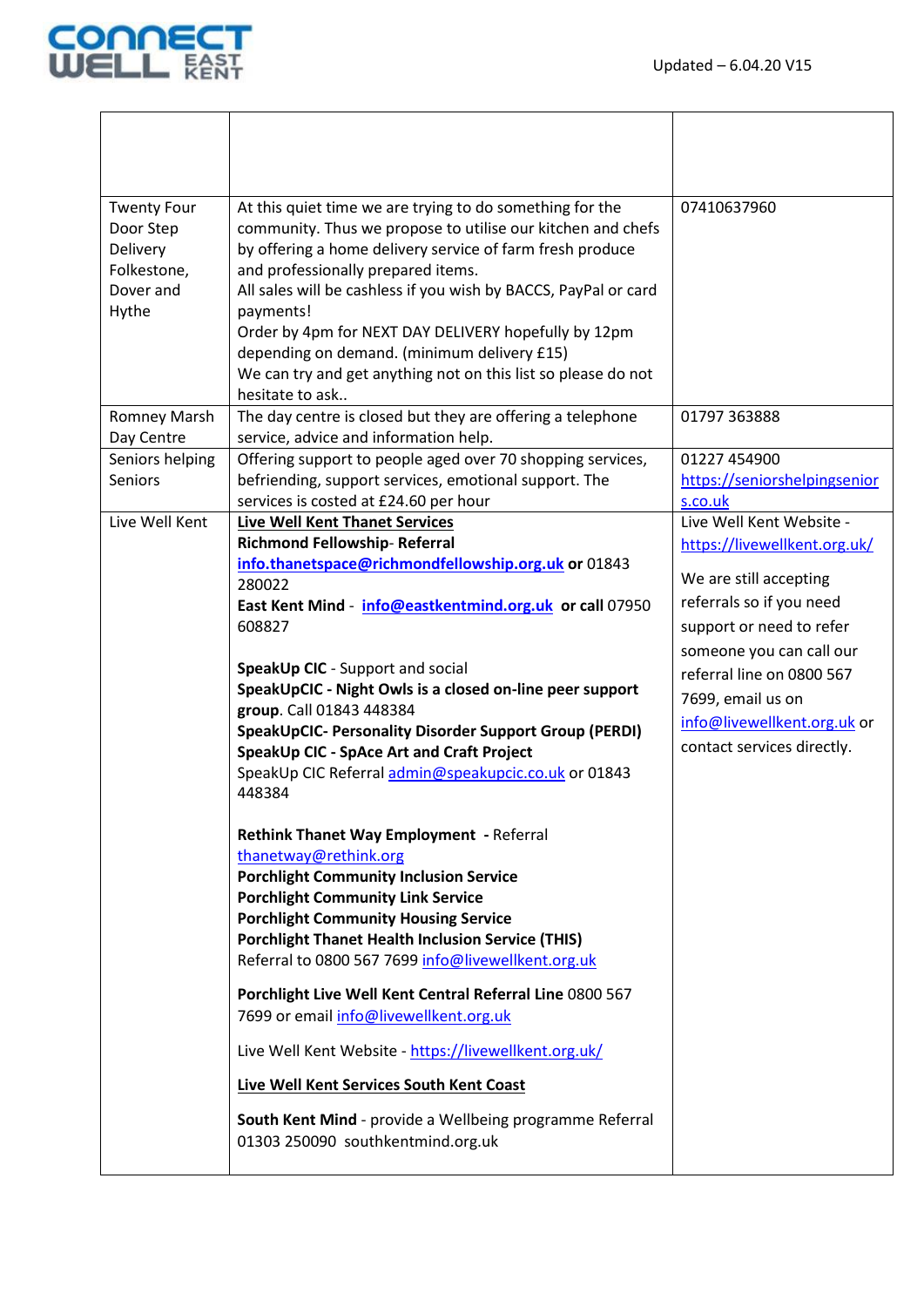| | | |
|---|---|---|
| Twenty Four Door Step Delivery Folkestone, Dover and Hythe | At this quiet time we are trying to do something for the community. Thus we propose to utilise our kitchen and chefs by offering a home delivery service of farm fresh produce and professionally prepared items.<br>All sales will be cashless if you wish by BACCS, PayPal or card payments!<br>Order by 4pm for NEXT DAY DELIVERY hopefully by 12pm depending on demand. (minimum delivery £15)<br>We can try and get anything not on this list so please do not hesitate to ask.. | 07410637960 |
| Romney Marsh Day Centre | The day centre is closed but they are offering a telephone service, advice and information help. | 01797 363888 |
| Seniors helping Seniors | Offering support to people aged over 70 shopping services, befriending, support services, emotional support. The services is costed at £24.60 per hour | 01227 454900<br>https://seniorshelpingseniors.co.uk |
| Live Well Kent | **Live Well Kent Thanet Services**<br>**Richmond Fellowship- Referral**<br>**info.thanetspace@richmondfellowship.org.uk or** 01843 280022<br>**East Kent Mind** - **info@eastkentmind.org.uk or call** 07950 608827<br><br>**SpeakUp CIC** - Support and social<br>**SpeakUpCIC - Night Owls is a closed on-line peer support group**. Call 01843 448384<br>**SpeakUpCIC- Personality Disorder Support Group (PERDI)**<br>**SpeakUp CIC - SpAce Art and Craft Project**<br>SpeakUp CIC Referral admin@speakupcic.co.uk or 01843 448384<br><br>**Rethink Thanet Way Employment** - Referral thanetway@rethink.org<br>**Porchlight Community Inclusion Service**<br>**Porchlight Community Link Service**<br>**Porchlight Community Housing Service**<br>**Porchlight Thanet Health Inclusion Service (THIS)**<br>Referral to 0800 567 7699 info@livewellkent.org.uk<br><br>**Porchlight Live Well Kent Central Referral Line** 0800 567 7699 or email info@livewellkent.org.uk<br><br>Live Well Kent Website - https://livewellkent.org.uk/<br><br>**Live Well Kent Services South Kent Coast**<br><br>**South Kent Mind** - provide a Wellbeing programme Referral 01303 250090 southkentmind.org.uk | Live Well Kent Website - https://livewellkent.org.uk/<br><br>We are still accepting referrals so if you need support or need to refer someone you can call our referral line on 0800 567 7699, email us on info@livewellkent.org.uk or contact services directly. |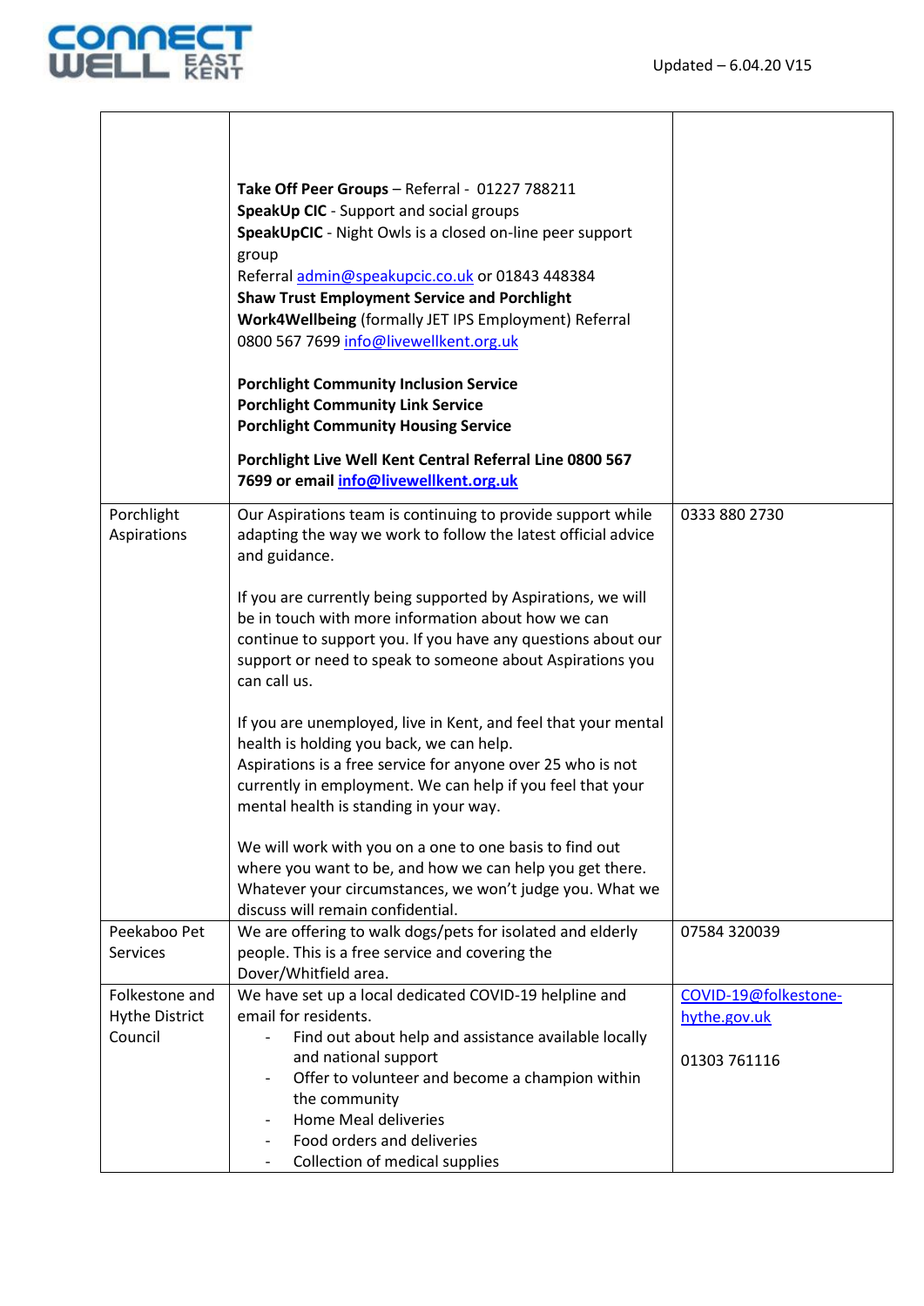| | | |
|---|---|---|
| | **Take Off Peer Groups** – Referral - 01227 788211<br>**SpeakUp CIC** - Support and social groups<br>**SpeakUpCIC** - Night Owls is a closed on-line peer support group<br>Referral admin@speakupcic.co.uk or 01843 448384<br>**Shaw Trust Employment Service and Porchlight Work4Wellbeing** (formally JET IPS Employment) Referral 0800 567 7699 info@livewellkent.org.uk<br><br>**Porchlight Community Inclusion Service**<br>**Porchlight Community Link Service**<br>**Porchlight Community Housing Service**<br><br>**Porchlight Live Well Kent Central Referral Line 0800 567 7699 or email info@livewellkent.org.uk** | |
| Porchlight Aspirations | Our Aspirations team is continuing to provide support while adapting the way we work to follow the latest official advice and guidance.<br><br>If you are currently being supported by Aspirations, we will be in touch with more information about how we can continue to support you. If you have any questions about our support or need to speak to someone about Aspirations you can call us.<br><br>If you are unemployed, live in Kent, and feel that your mental health is holding you back, we can help.<br>Aspirations is a free service for anyone over 25 who is not currently in employment. We can help if you feel that your mental health is standing in your way.<br><br>We will work with you on a one to one basis to find out where you want to be, and how we can help you get there. Whatever your circumstances, we won't judge you. What we discuss will remain confidential. | 0333 880 2730 |
| Peekaboo Pet Services | We are offering to walk dogs/pets for isolated and elderly people. This is a free service and covering the Dover/Whitfield area. | 07584 320039 |
| Folkestone and Hythe District Council | We have set up a local dedicated COVID-19 helpline and email for residents.<br>- Find out about help and assistance available locally and national support<br>- Offer to volunteer and become a champion within the community<br>- Home Meal deliveries<br>- Food orders and deliveries<br>- Collection of medical supplies | COVID-19@folkestone-hythe.gov.uk<br><br>01303 761116 |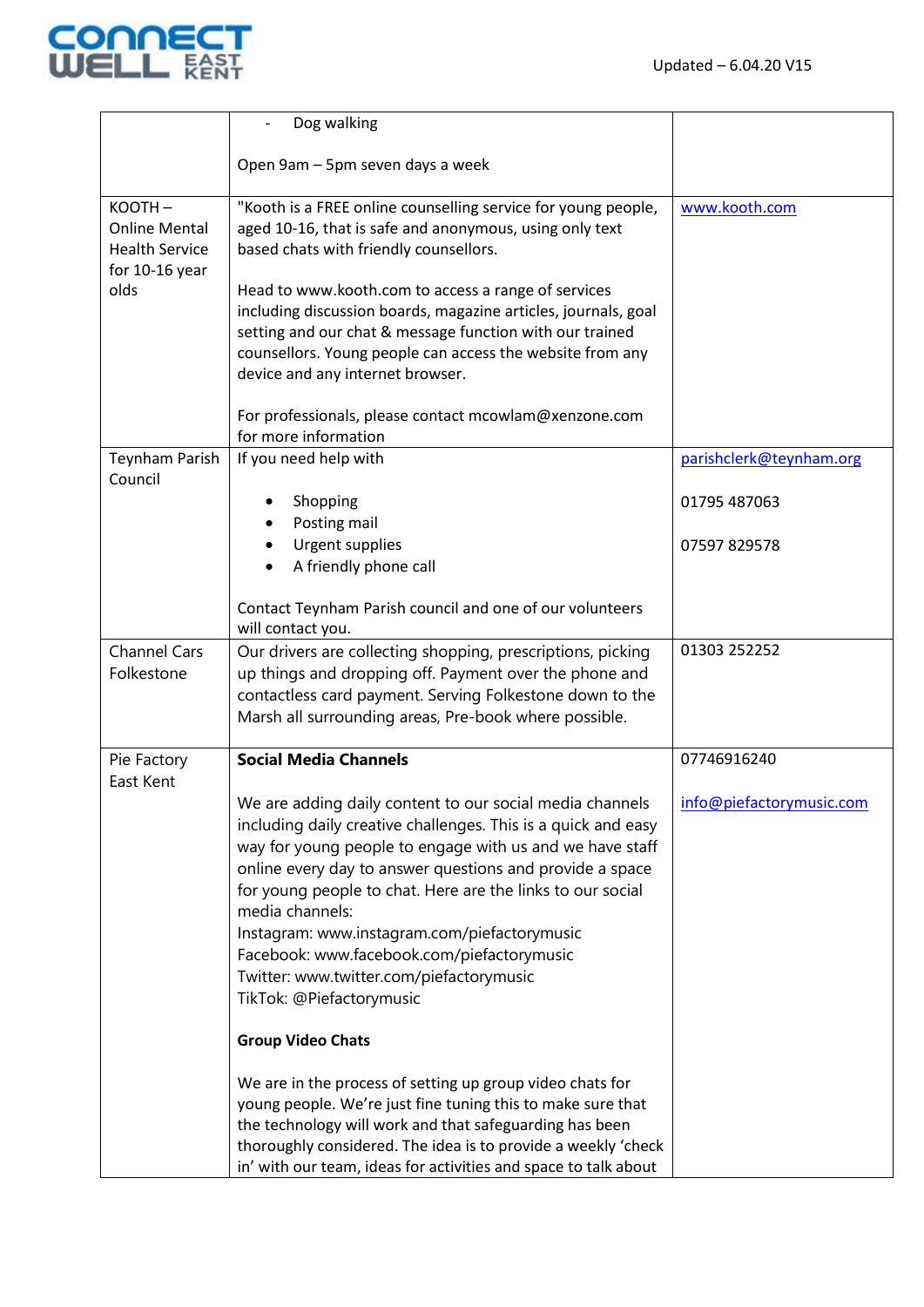| | | |
|---|---|---|
| | - Dog walking<br><br>Open 9am – 5pm seven days a week | |
| KOOTH – Online Mental Health Service for 10-16 year olds | "Kooth is a FREE online counselling service for young people, aged 10-16, that is safe and anonymous, using only text based chats with friendly counsellors.<br><br>Head to www.kooth.com to access a range of services including discussion boards, magazine articles, journals, goal setting and our chat & message function with our trained counsellors. Young people can access the website from any device and any internet browser.<br><br>For professionals, please contact mcowlam@xenzone.com for more information | www.kooth.com |
| Teynham Parish Council | If you need help with<br><br>• Shopping<br>• Posting mail<br>• Urgent supplies<br>• A friendly phone call<br><br>Contact Teynham Parish council and one of our volunteers will contact you. | parishclerk@teynham.org<br><br>01795 487063<br><br>07597 829578 |
| Channel Cars Folkestone | Our drivers are collecting shopping, prescriptions, picking up things and dropping off. Payment over the phone and contactless card payment. Serving Folkestone down to the Marsh all surrounding areas, Pre-book where possible. | 01303 252252 |
| Pie Factory East Kent | **Social Media Channels**<br><br>We are adding daily content to our social media channels including daily creative challenges. This is a quick and easy way for young people to engage with us and we have staff online every day to answer questions and provide a space for young people to chat. Here are the links to our social media channels:<br>Instagram: www.instagram.com/piefactorymusic<br>Facebook: www.facebook.com/piefactorymusic<br>Twitter: www.twitter.com/piefactorymusic<br>TikTok: @Piefactorymusic<br><br>**Group Video Chats**<br><br>We are in the process of setting up group video chats for young people. We're just fine tuning this to make sure that the technology will work and that safeguarding has been thoroughly considered. The idea is to provide a weekly 'check in' with our team, ideas for activities and space to talk about | 07746916240<br><br>info@piefactorymusic.com |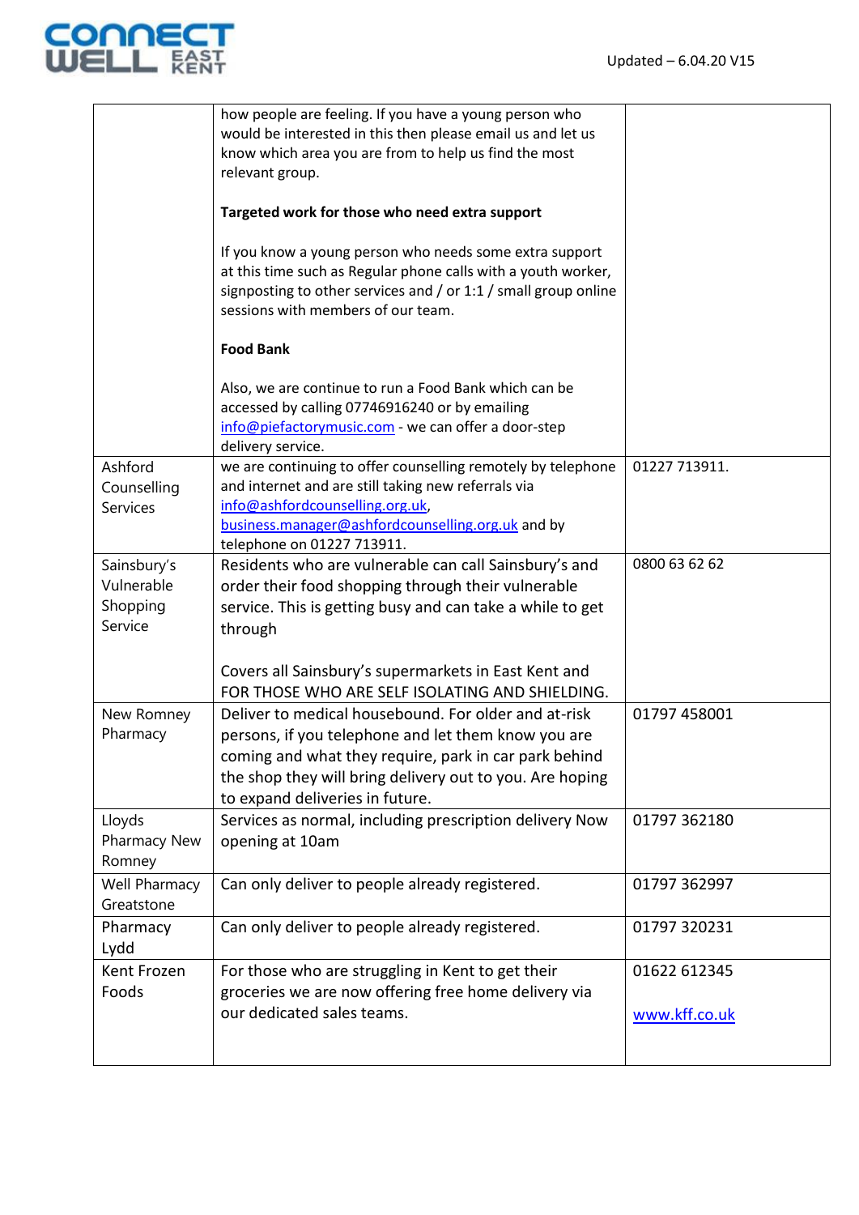| | | |
|---|---|---|
| | how people are feeling. If you have a young person who would be interested in this then please email us and let us know which area you are from to help us find the most relevant group.<br><br>**Targeted work for those who need extra support**<br><br>If you know a young person who needs some extra support at this time such as Regular phone calls with a youth worker, signposting to other services and / or 1:1 / small group online sessions with members of our team.<br><br>**Food Bank**<br><br>Also, we are continue to run a Food Bank which can be accessed by calling 07746916240 or by emailing info@piefactorymusic.com - we can offer a door-step delivery service. | |
| Ashford Counselling Services | we are continuing to offer counselling remotely by telephone and internet and are still taking new referrals via info@ashfordcounselling.org.uk, business.manager@ashfordcounselling.org.uk and by telephone on 01227 713911. | 01227 713911. |
| Sainsbury's Vulnerable Shopping Service | Residents who are vulnerable can call Sainsbury's and order their food shopping through their vulnerable service. This is getting busy and can take a while to get through<br><br>Covers all Sainsbury's supermarkets in East Kent and FOR THOSE WHO ARE SELF ISOLATING AND SHIELDING. | 0800 63 62 62 |
| New Romney Pharmacy | Deliver to medical housebound. For older and at-risk persons, if you telephone and let them know you are coming and what they require, park in car park behind the shop they will bring delivery out to you. Are hoping to expand deliveries in future. | 01797 458001 |
| Lloyds Pharmacy New Romney | Services as normal, including prescription delivery Now opening at 10am | 01797 362180 |
| Well Pharmacy Greatstone | Can only deliver to people already registered. | 01797 362997 |
| Pharmacy Lydd | Can only deliver to people already registered. | 01797 320231 |
| Kent Frozen Foods | For those who are struggling in Kent to get their groceries we are now offering free home delivery via our dedicated sales teams. | 01622 612345<br><br>www.kff.co.uk |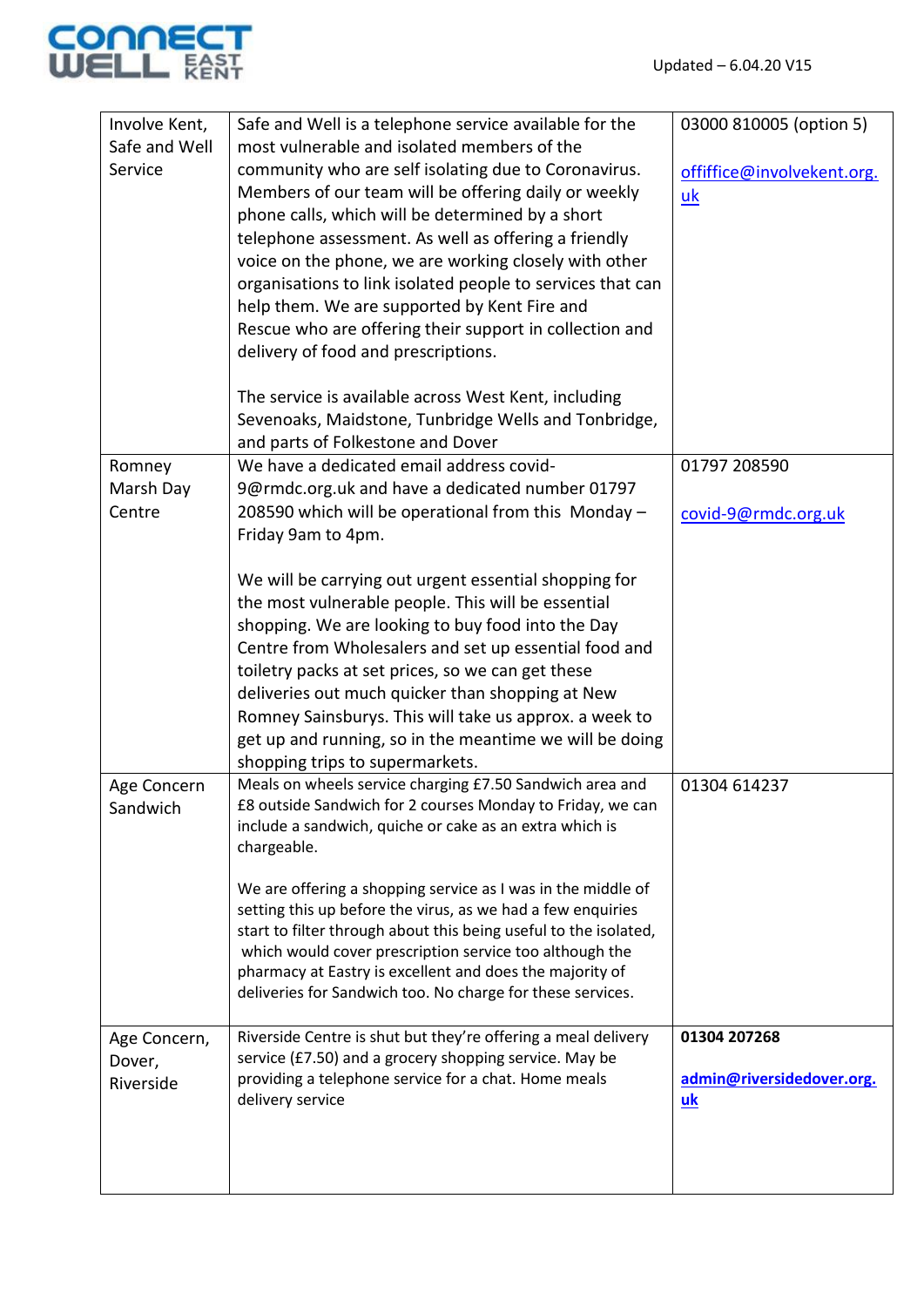| Involve Kent, Safe and Well Service | Safe and Well is a telephone service available for the most vulnerable and isolated members of the community who are self isolating due to Coronavirus. Members of our team will be offering daily or weekly phone calls, which will be determined by a short telephone assessment. As well as offering a friendly voice on the phone, we are working closely with other organisations to link isolated people to services that can help them. We are supported by Kent Fire and Rescue who are offering their support in collection and delivery of food and prescriptions.<br><br>The service is available across West Kent, including Sevenoaks, Maidstone, Tunbridge Wells and Tonbridge, and parts of Folkestone and Dover | 03000 810005 (option 5)<br><br>offiffice@involvekent.org.uk |
|---|---|---|
| Romney Marsh Day Centre | We have a dedicated email address covid-9@rmdc.org.uk and have a dedicated number 01797 208590 which will be operational from this Monday – Friday 9am to 4pm.<br><br>We will be carrying out urgent essential shopping for the most vulnerable people. This will be essential shopping. We are looking to buy food into the Day Centre from Wholesalers and set up essential food and toiletry packs at set prices, so we can get these deliveries out much quicker than shopping at New Romney Sainsburys. This will take us approx. a week to get up and running, so in the meantime we will be doing shopping trips to supermarkets. | 01797 208590<br><br>covid-9@rmdc.org.uk |
| Age Concern Sandwich | Meals on wheels service charging £7.50 Sandwich area and £8 outside Sandwich for 2 courses Monday to Friday, we can include a sandwich, quiche or cake as an extra which is chargeable.<br><br>We are offering a shopping service as I was in the middle of setting this up before the virus, as we had a few enquiries start to filter through about this being useful to the isolated, which would cover prescription service too although the pharmacy at Eastry is excellent and does the majority of deliveries for Sandwich too. No charge for these services. | 01304 614237 |
| Age Concern, Dover, Riverside | Riverside Centre is shut but they're offering a meal delivery service (£7.50) and a grocery shopping service. May be providing a telephone service for a chat. Home meals delivery service | **01304 207268**<br><br>**admin@riversidedover.org.uk** |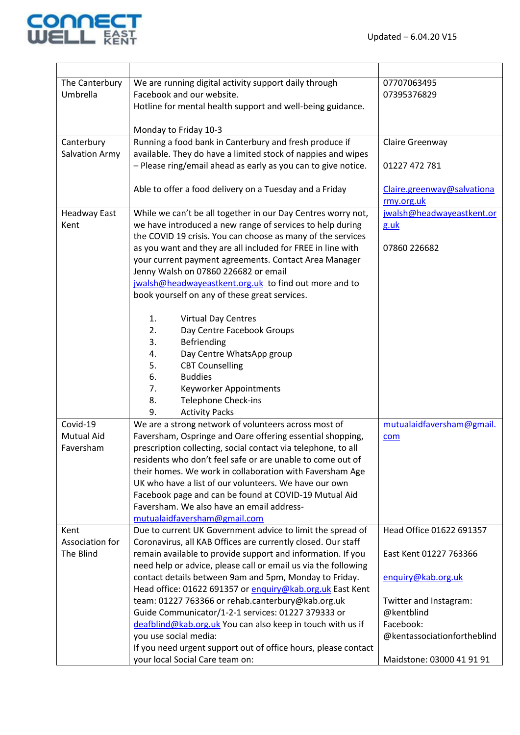Updated – 6.04.20 V15

| | | |
|---|---|---|
| The Canterbury Umbrella | We are running digital activity support daily through Facebook and our website.<br>Hotline for mental health support and well-being guidance.<br><br>Monday to Friday 10-3 | 07707063495<br>07395376829 |
| Canterbury Salvation Army | Running a food bank in Canterbury and fresh produce if available. They do have a limited stock of nappies and wipes – Please ring/email ahead as early as you can to give notice.<br><br>Able to offer a food delivery on a Tuesday and a Friday | Claire Greenway<br><br>01227 472 781<br><br>Claire.greenway@salvationarmy.org.uk |
| Headway East Kent | While we can't be all together in our Day Centres worry not, we have introduced a new range of services to help during the COVID 19 crisis. You can choose as many of the services as you want and they are all included for FREE in line with your current payment agreements. Contact Area Manager Jenny Walsh on 07860 226682 or email jwalsh@headwayeastkent.org.uk to find out more and to book yourself on any of these great services.<br><br>1. Virtual Day Centres<br>2. Day Centre Facebook Groups<br>3. Befriending<br>4. Day Centre WhatsApp group<br>5. CBT Counselling<br>6. Buddies<br>7. Keyworker Appointments<br>8. Telephone Check-ins<br>9. Activity Packs | jwalsh@headwayeastkent.org.uk<br><br>07860 226682 |
| Covid-19 Mutual Aid Faversham | We are a strong network of volunteers across most of Faversham, Ospringe and Oare offering essential shopping, prescription collecting, social contact via telephone, to all residents who don't feel safe or are unable to come out of their homes. We work in collaboration with Faversham Age UK who have a list of our volunteers. We have our own Facebook page and can be found at COVID-19 Mutual Aid Faversham. We also have an email address- mutualaidfaversham@gmail.com | mutualaidfaversham@gmail.com |
| Kent Association for The Blind | Due to current UK Government advice to limit the spread of Coronavirus, all KAB Offices are currently closed. Our staff remain available to provide support and information. If you need help or advice, please call or email us via the following contact details between 9am and 5pm, Monday to Friday. Head office: 01622 691357 or enquiry@kab.org.uk East Kent team: 01227 763366 or rehab.canterbury@kab.org.uk Guide Communicator/1-2-1 services: 01227 379333 or deafblind@kab.org.uk You can also keep in touch with us if you use social media:<br>If you need urgent support out of office hours, please contact your local Social Care team on: | Head Office 01622 691357<br><br>East Kent 01227 763366<br><br>enquiry@kab.org.uk<br><br>Twitter and Instagram: @kentblind<br>Facebook: @kentassociationfortheblind<br><br>Maidstone: 03000 41 91 91 |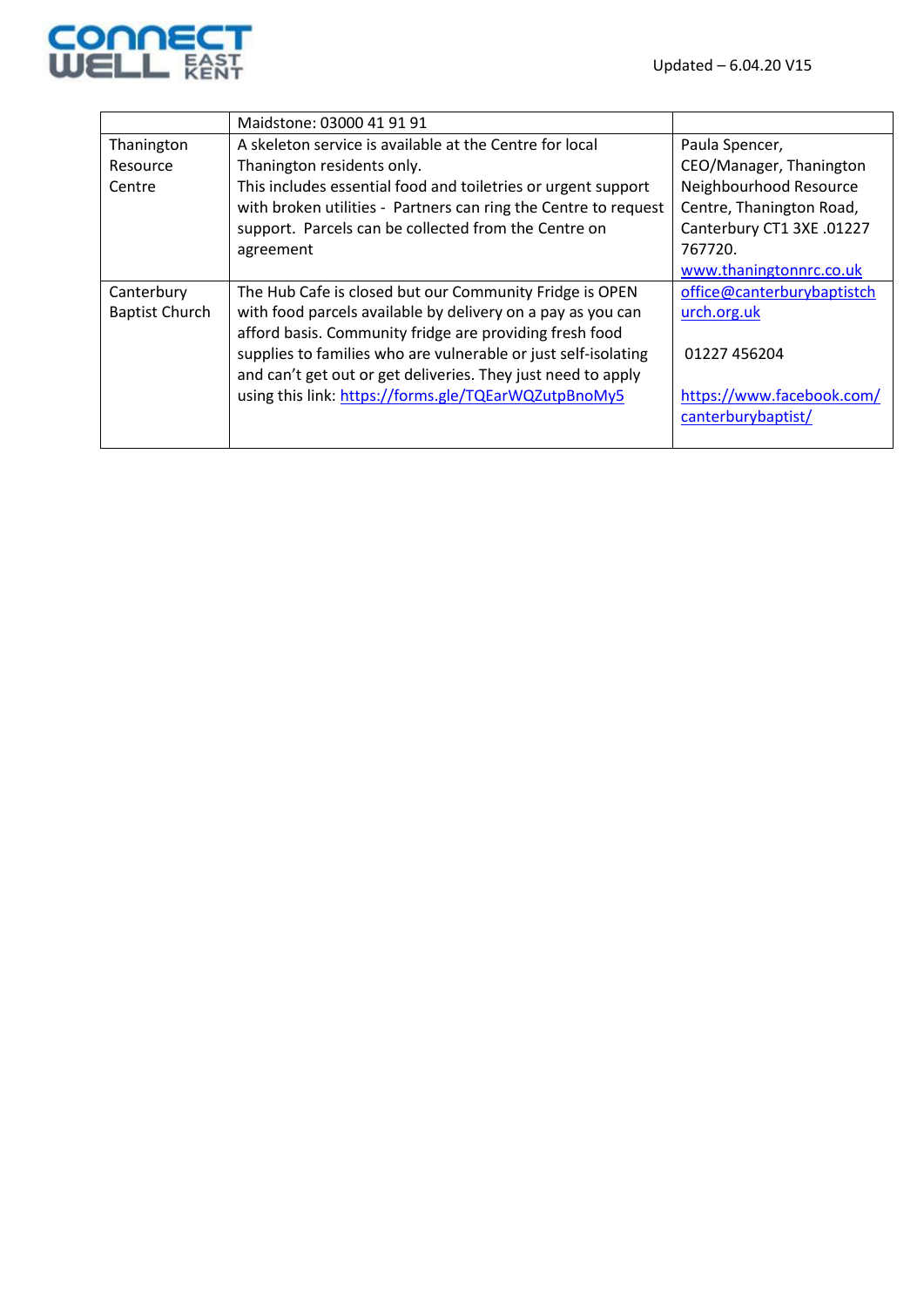| | | |
|---|---|---|
| | Maidstone: 03000 41 91 91 | |
| Thanington Resource Centre | A skeleton service is available at the Centre for local Thanington residents only.<br>This includes essential food and toiletries or urgent support with broken utilities - Partners can ring the Centre to request support. Parcels can be collected from the Centre on agreement | Paula Spencer, CEO/Manager, Thanington Neighbourhood Resource Centre, Thanington Road, Canterbury CT1 3XE .01227 767720.<br>www.thanigtonnrc.co.uk |
| Canterbury Baptist Church | The Hub Cafe is closed but our Community Fridge is OPEN with food parcels available by delivery on a pay as you can afford basis. Community fridge are providing fresh food supplies to families who are vulnerable or just self-isolating and can't get out or get deliveries. They just need to apply using this link: https://forms.gle/TQEarWQZutpBnoMy5 | office@canterburybaptistchurch.org.uk<br><br>01227 456204<br><br>https://www.facebook.com/canterburybaptist/ |